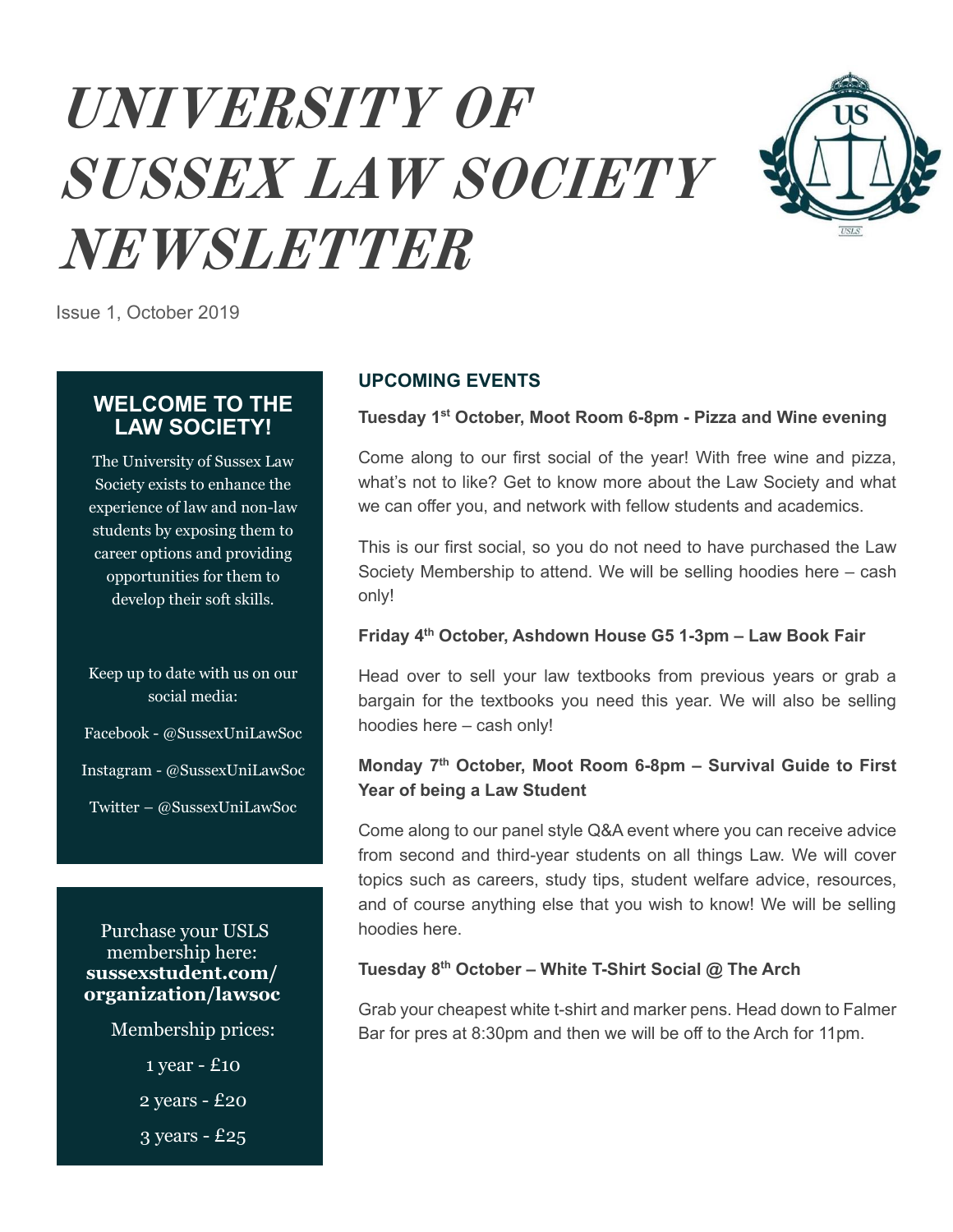# *UNIVERSITY OF SUSSEX LAW SOCIETY NEWSLETTER*

Issue 1, October 2019

## WELCOME TO THE LAW SOCIETY!

The University of Sussex Law Society exists to enhance the experience of law and non-law students by exposing them to career options and providing opportunities for them to develop their soft skills.

Keep up to date with us on our social media:

Facebook - @SussexUniLawSoc

Instagram - @SussexUniLawSoc

Twitter – @SussexUniLawSoc

Purchase your USLS membership here: **sussexstudent.com/organization/lawsoc**

Membership prices:

1 year - £10

2 years - £20

3 years - £25

## UPCOMING EVENTS

**Tuesday 1st October, Moot Room 6-8pm - Pizza and Wine evening**

Come along to our first social of the year! With free wine and pizza, what's not to like? Get to know more about the Law Society and what we can offer you, and network with fellow students and academics.

This is our first social, so you do not need to have purchased the Law Society Membership to attend. We will be selling hoodies here – cash only!

**Friday 4th October, Ashdown House G5 1-3pm – Law Book Fair**

Head over to sell your law textbooks from previous years or grab a bargain for the textbooks you need this year. We will also be selling hoodies here – cash only!

**Monday 7th October, Moot Room 6-8pm – Survival Guide to First Year of being a Law Student**

Come along to our panel style Q&A event where you can receive advice from second and third-year students on all things Law. We will cover topics such as careers, study tips, student welfare advice, resources, and of course anything else that you wish to know! We will be selling hoodies here.

**Tuesday 8th October – White T-Shirt Social @ The Arch**

Grab your cheapest white t-shirt and marker pens. Head down to Falmer Bar for pres at 8:30pm and then we will be off to the Arch for 11pm.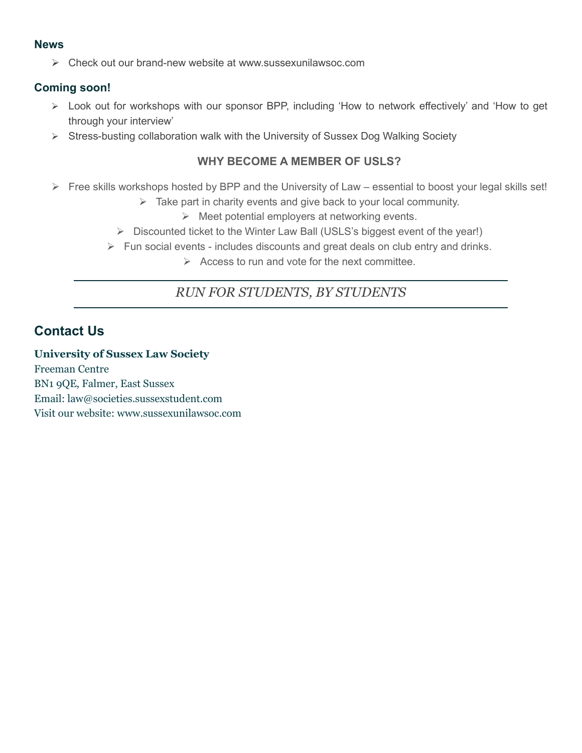### News

- Check out our brand-new website at www.sussexunilawsoc.com

### Coming soon!

- Look out for workshops with our sponsor BPP, including 'How to network effectively' and 'How to get through your interview'
- Stress-busting collaboration walk with the University of Sussex Dog Walking Society

### WHY BECOME A MEMBER OF USLS?

- Free skills workshops hosted by BPP and the University of Law – essential to boost your legal skills set!
- Take part in charity events and give back to your local community.
- Meet potential employers at networking events.
- Discounted ticket to the Winter Law Ball (USLS's biggest event of the year!)
- Fun social events - includes discounts and great deals on club entry and drinks.
- Access to run and vote for the next committee.

---

*RUN FOR STUDENTS, BY STUDENTS*

---

## Contact Us

**University of Sussex Law Society**
Freeman Centre
BN1 9QE, Falmer, East Sussex
Email: law@societies.sussexstudent.com
Visit our website: www.sussexunilawsoc.com